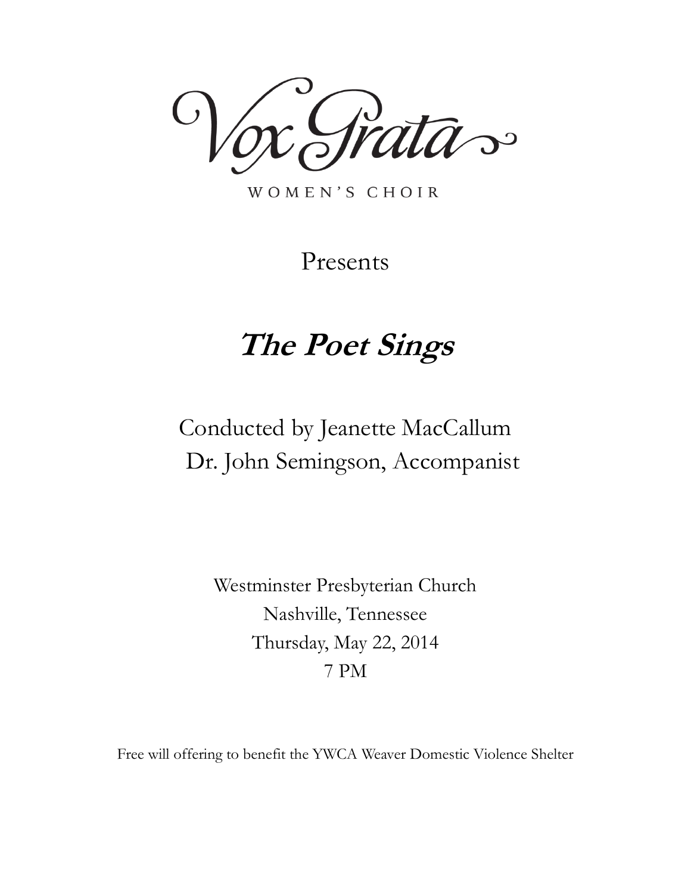# Vox Grata

WOMEN'S CHOIR

Presents

## ***The Poet Sings***

Conducted by Jeanette MacCallum
Dr. John Semingson, Accompanist

Westminster Presbyterian Church
Nashville, Tennessee
Thursday, May 22, 2014
7 PM

Free will offering to benefit the YWCA Weaver Domestic Violence Shelter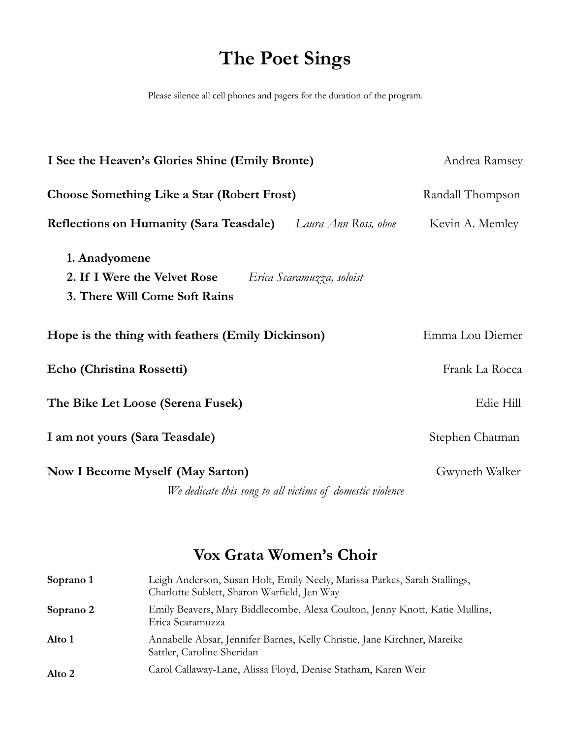# The Poet Sings

Please silence all cell phones and pagers for the duration of the program.

**I See the Heaven's Glories Shine (Emily Bronte)** — Andrea Ramsey

**Choose Something Like a Star (Robert Frost)** — Randall Thompson

**Reflections on Humanity (Sara Teasdale)** *Laura Ann Ross, oboe* — Kevin A. Memley

1. **Anadyomene**
2. **If I Were the Velvet Rose** *Erica Scaramuzza, soloist*
3. **There Will Come Soft Rains**

**Hope is the thing with feathers (Emily Dickinson)** — Emma Lou Diemer

**Echo (Christina Rossetti)** — Frank La Rocca

**The Bike Let Loose (Serena Fusek)** — Edie Hill

**I am not yours (Sara Teasdale)** — Stephen Chatman

**Now I Become Myself (May Sarton)** — Gwyneth Walker

*We dedicate this song to all victims of domestic violence*

## Vox Grata Women's Choir

| | |
|---|---|
| **Soprano 1** | Leigh Anderson, Susan Holt, Emily Neely, Marissa Parkes, Sarah Stallings, Charlotte Sublett, Sharon Warfield, Jen Way |
| **Soprano 2** | Emily Beavers, Mary Biddlecombe, Alexa Coulton, Jenny Knott, Katie Mullins, Erica Scaramuzza |
| **Alto 1** | Annabelle Absar, Jennifer Barnes, Kelly Christie, Jane Kirchner, Mareike Sattler, Caroline Sheridan |
| **Alto 2** | Carol Callaway-Lane, Alissa Floyd, Denise Statham, Karen Weir |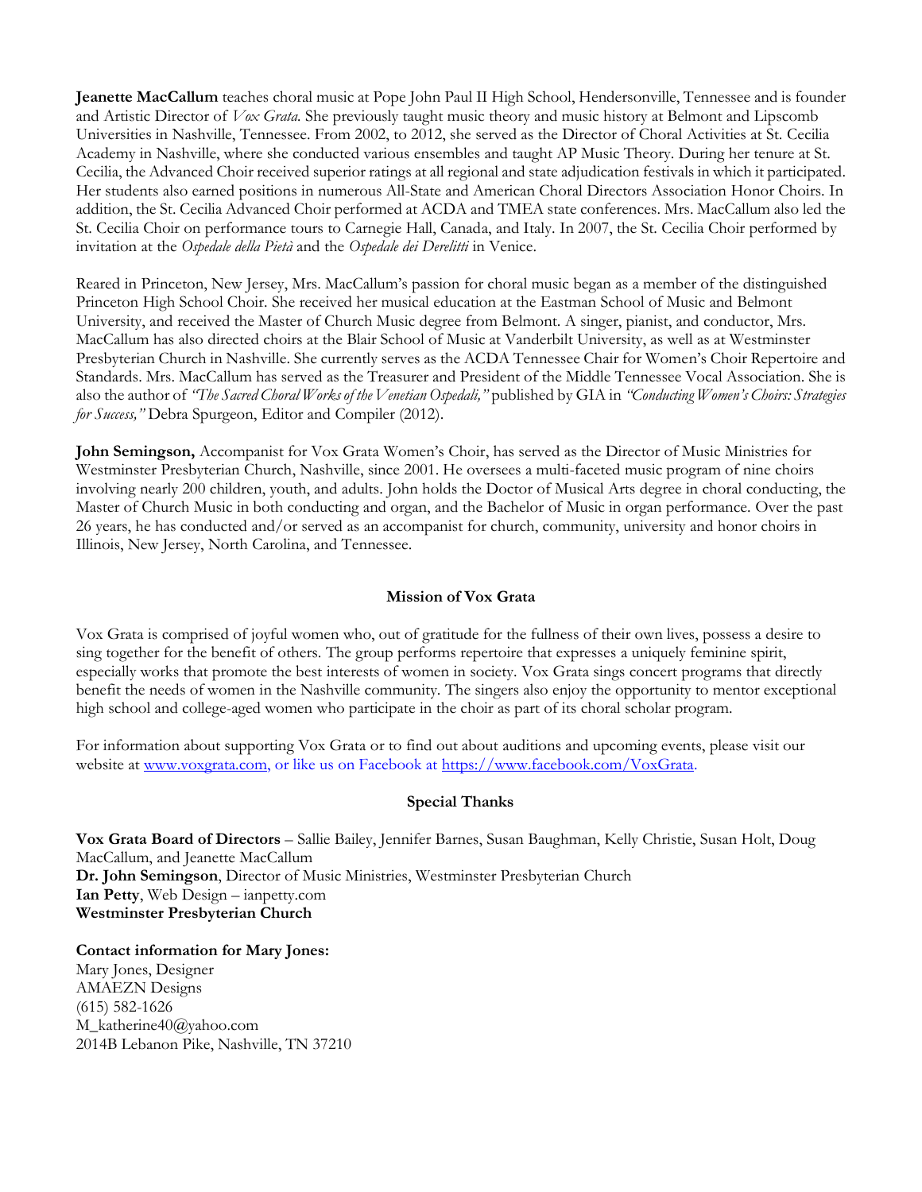**Jeanette MacCallum** teaches choral music at Pope John Paul II High School, Hendersonville, Tennessee and is founder and Artistic Director of *Vox Grata*. She previously taught music theory and music history at Belmont and Lipscomb Universities in Nashville, Tennessee. From 2002, to 2012, she served as the Director of Choral Activities at St. Cecilia Academy in Nashville, where she conducted various ensembles and taught AP Music Theory. During her tenure at St. Cecilia, the Advanced Choir received superior ratings at all regional and state adjudication festivals in which it participated. Her students also earned positions in numerous All-State and American Choral Directors Association Honor Choirs. In addition, the St. Cecilia Advanced Choir performed at ACDA and TMEA state conferences. Mrs. MacCallum also led the St. Cecilia Choir on performance tours to Carnegie Hall, Canada, and Italy. In 2007, the St. Cecilia Choir performed by invitation at the *Ospedale della Pietà* and the *Ospedale dei Derelitti* in Venice.

Reared in Princeton, New Jersey, Mrs. MacCallum's passion for choral music began as a member of the distinguished Princeton High School Choir. She received her musical education at the Eastman School of Music and Belmont University, and received the Master of Church Music degree from Belmont. A singer, pianist, and conductor, Mrs. MacCallum has also directed choirs at the Blair School of Music at Vanderbilt University, as well as at Westminster Presbyterian Church in Nashville. She currently serves as the ACDA Tennessee Chair for Women's Choir Repertoire and Standards. Mrs. MacCallum has served as the Treasurer and President of the Middle Tennessee Vocal Association. She is also the author of *"The Sacred Choral Works of the Venetian Ospedali,"* published by GIA in *"Conducting Women's Choirs: Strategies for Success,"* Debra Spurgeon, Editor and Compiler (2012).

**John Semingson,** Accompanist for Vox Grata Women's Choir, has served as the Director of Music Ministries for Westminster Presbyterian Church, Nashville, since 2001. He oversees a multi-faceted music program of nine choirs involving nearly 200 children, youth, and adults. John holds the Doctor of Musical Arts degree in choral conducting, the Master of Church Music in both conducting and organ, and the Bachelor of Music in organ performance. Over the past 26 years, he has conducted and/or served as an accompanist for church, community, university and honor choirs in Illinois, New Jersey, North Carolina, and Tennessee.

## Mission of Vox Grata

Vox Grata is comprised of joyful women who, out of gratitude for the fullness of their own lives, possess a desire to sing together for the benefit of others. The group performs repertoire that expresses a uniquely feminine spirit, especially works that promote the best interests of women in society. Vox Grata sings concert programs that directly benefit the needs of women in the Nashville community. The singers also enjoy the opportunity to mentor exceptional high school and college-aged women who participate in the choir as part of its choral scholar program.

For information about supporting Vox Grata or to find out about auditions and upcoming events, please visit our website at www.voxgrata.com, or like us on Facebook at https://www.facebook.com/VoxGrata.

## Special Thanks

**Vox Grata Board of Directors** – Sallie Bailey, Jennifer Barnes, Susan Baughman, Kelly Christie, Susan Holt, Doug MacCallum, and Jeanette MacCallum
**Dr. John Semingson**, Director of Music Ministries, Westminster Presbyterian Church
**Ian Petty**, Web Design – ianpetty.com
**Westminster Presbyterian Church**

**Contact information for Mary Jones:**
Mary Jones, Designer
AMAEZN Designs
(615) 582-1626
M_katherine40@yahoo.com
2014B Lebanon Pike, Nashville, TN 37210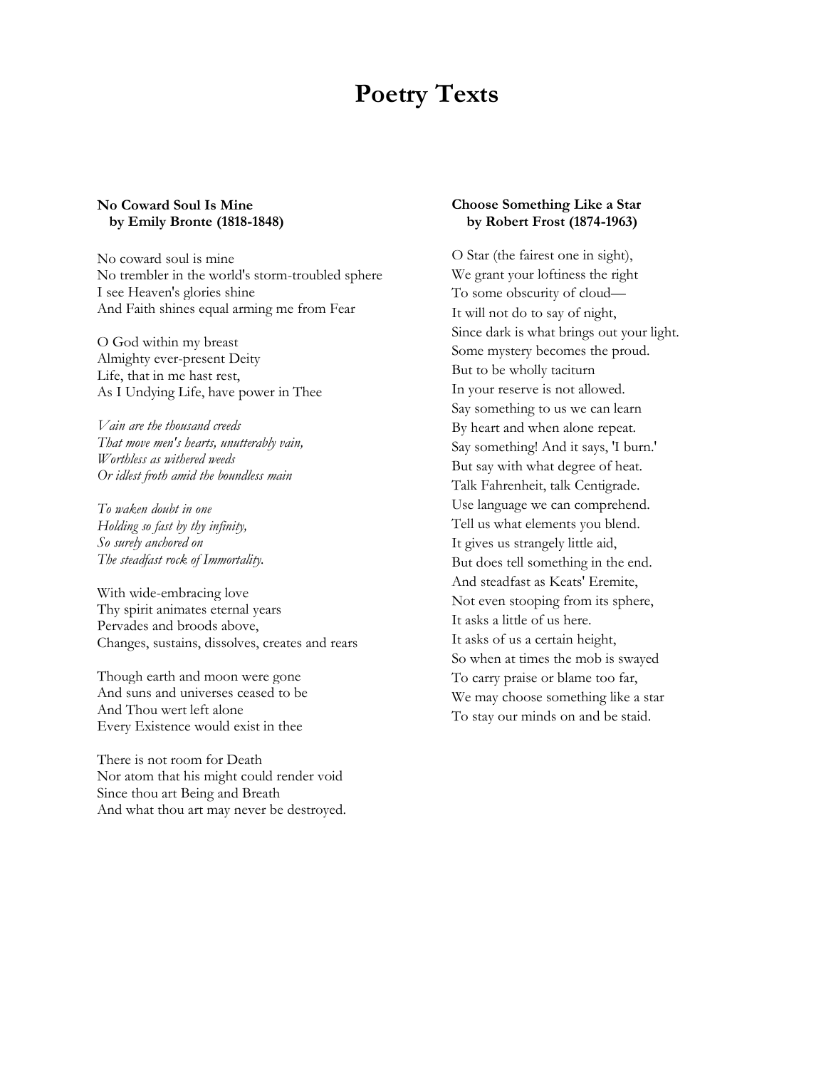# Poetry Texts

### No Coward Soul Is Mine
**by Emily Bronte (1818-1848)**

No coward soul is mine  
No trembler in the world's storm-troubled sphere  
I see Heaven's glories shine  
And Faith shines equal arming me from Fear

O God within my breast  
Almighty ever-present Deity  
Life, that in me hast rest,  
As I Undying Life, have power in Thee

*Vain are the thousand creeds*  
*That move men's hearts, unutterably vain,*  
*Worthless as withered weeds*  
*Or idlest froth amid the boundless main*

*To waken doubt in one*  
*Holding so fast by thy infinity,*  
*So surely anchored on*  
*The steadfast rock of Immortality.*

With wide-embracing love  
Thy spirit animates eternal years  
Pervades and broods above,  
Changes, sustains, dissolves, creates and rears

Though earth and moon were gone  
And suns and universes ceased to be  
And Thou wert left alone  
Every Existence would exist in thee

There is not room for Death  
Nor atom that his might could render void  
Since thou art Being and Breath  
And what thou art may never be destroyed.

### Choose Something Like a Star
**by Robert Frost (1874-1963)**

O Star (the fairest one in sight),  
We grant your loftiness the right  
To some obscurity of cloud—  
It will not do to say of night,  
Since dark is what brings out your light.  
Some mystery becomes the proud.  
But to be wholly taciturn  
In your reserve is not allowed.  
Say something to us we can learn  
By heart and when alone repeat.  
Say something! And it says, 'I burn.'  
But say with what degree of heat.  
Talk Fahrenheit, talk Centigrade.  
Use language we can comprehend.  
Tell us what elements you blend.  
It gives us strangely little aid,  
But does tell something in the end.  
And steadfast as Keats' Eremite,  
Not even stooping from its sphere,  
It asks a little of us here.  
It asks of us a certain height,  
So when at times the mob is swayed  
To carry praise or blame too far,  
We may choose something like a star  
To stay our minds on and be staid.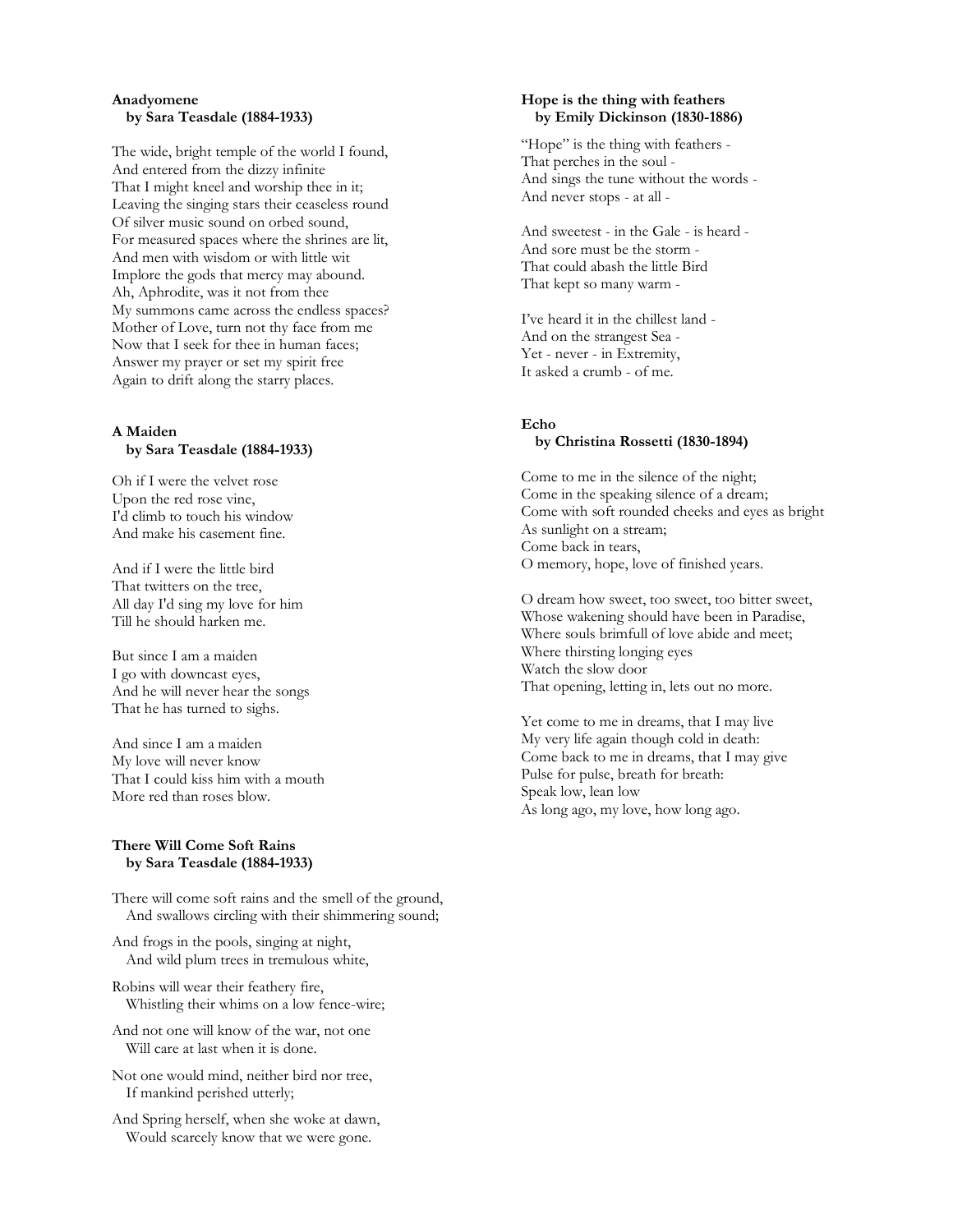**Anadyomene**
**by Sara Teasdale (1884-1933)**

The wide, bright temple of the world I found,
And entered from the dizzy infinite
That I might kneel and worship thee in it;
Leaving the singing stars their ceaseless round
Of silver music sound on orbed sound,
For measured spaces where the shrines are lit,
And men with wisdom or with little wit
Implore the gods that mercy may abound.
Ah, Aphrodite, was it not from thee
My summons came across the endless spaces?
Mother of Love, turn not thy face from me
Now that I seek for thee in human faces;
Answer my prayer or set my spirit free
Again to drift along the starry places.

**A Maiden**
**by Sara Teasdale (1884-1933)**

Oh if I were the velvet rose
Upon the red rose vine,
I'd climb to touch his window
And make his casement fine.

And if I were the little bird
That twitters on the tree,
All day I'd sing my love for him
Till he should harken me.

But since I am a maiden
I go with downcast eyes,
And he will never hear the songs
That he has turned to sighs.

And since I am a maiden
My love will never know
That I could kiss him with a mouth
More red than roses blow.

**There Will Come Soft Rains**
**by Sara Teasdale (1884-1933)**

There will come soft rains and the smell of the ground,
And swallows circling with their shimmering sound;

And frogs in the pools, singing at night,
And wild plum trees in tremulous white,

Robins will wear their feathery fire,
Whistling their whims on a low fence-wire;

And not one will know of the war, not one
Will care at last when it is done.

Not one would mind, neither bird nor tree,
If mankind perished utterly;

And Spring herself, when she woke at dawn,
Would scarcely know that we were gone.

**Hope is the thing with feathers**
**by Emily Dickinson (1830-1886)**

"Hope" is the thing with feathers -
That perches in the soul -
And sings the tune without the words -
And never stops - at all -

And sweetest - in the Gale - is heard -
And sore must be the storm -
That could abash the little Bird
That kept so many warm -

I've heard it in the chillest land -
And on the strangest Sea -
Yet - never - in Extremity,
It asked a crumb - of me.

**Echo**
**by Christina Rossetti (1830-1894)**

Come to me in the silence of the night;
Come in the speaking silence of a dream;
Come with soft rounded cheeks and eyes as bright
As sunlight on a stream;
Come back in tears,
O memory, hope, love of finished years.

O dream how sweet, too sweet, too bitter sweet,
Whose wakening should have been in Paradise,
Where souls brimfull of love abide and meet;
Where thirsting longing eyes
Watch the slow door
That opening, letting in, lets out no more.

Yet come to me in dreams, that I may live
My very life again though cold in death:
Come back to me in dreams, that I may give
Pulse for pulse, breath for breath:
Speak low, lean low
As long ago, my love, how long ago.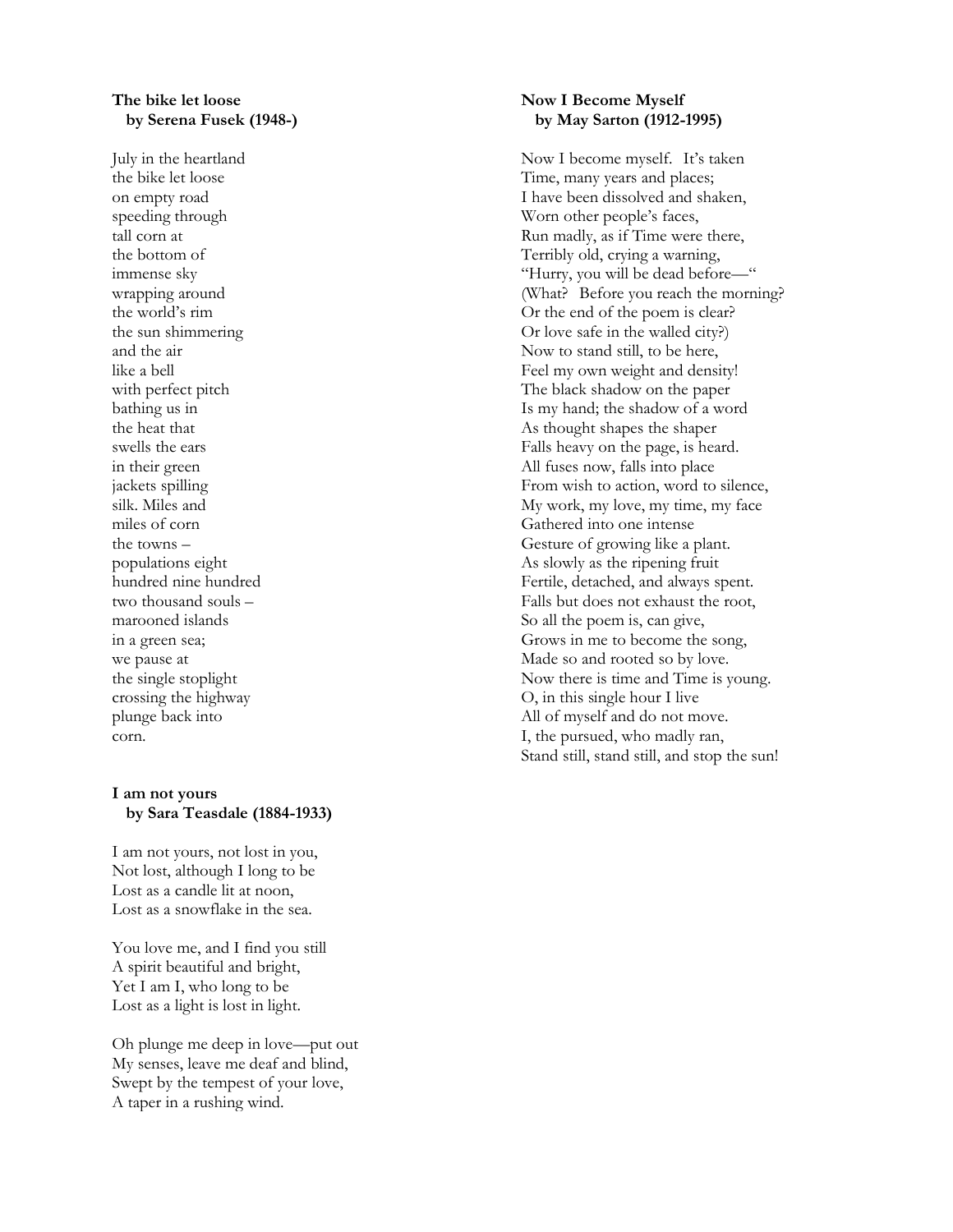**The bike let loose**
**by Serena Fusek (1948-)**

July in the heartland
the bike let loose
on empty road
speeding through
tall corn at
the bottom of
immense sky
wrapping around
the world's rim
the sun shimmering
and the air
like a bell
with perfect pitch
bathing us in
the heat that
swells the ears
in their green
jackets spilling
silk. Miles and
miles of corn
the towns –
populations eight
hundred nine hundred
two thousand souls –
marooned islands
in a green sea;
we pause at
the single stoplight
crossing the highway
plunge back into
corn.

**I am not yours**
**by Sara Teasdale (1884-1933)**

I am not yours, not lost in you,
Not lost, although I long to be
Lost as a candle lit at noon,
Lost as a snowflake in the sea.

You love me, and I find you still
A spirit beautiful and bright,
Yet I am I, who long to be
Lost as a light is lost in light.

Oh plunge me deep in love—put out
My senses, leave me deaf and blind,
Swept by the tempest of your love,
A taper in a rushing wind.

**Now I Become Myself**
**by May Sarton (1912-1995)**

Now I become myself. It's taken
Time, many years and places;
I have been dissolved and shaken,
Worn other people's faces,
Run madly, as if Time were there,
Terribly old, crying a warning,
"Hurry, you will be dead before—"
(What? Before you reach the morning?
Or the end of the poem is clear?
Or love safe in the walled city?)
Now to stand still, to be here,
Feel my own weight and density!
The black shadow on the paper
Is my hand; the shadow of a word
As thought shapes the shaper
Falls heavy on the page, is heard.
All fuses now, falls into place
From wish to action, word to silence,
My work, my love, my time, my face
Gathered into one intense
Gesture of growing like a plant.
As slowly as the ripening fruit
Fertile, detached, and always spent.
Falls but does not exhaust the root,
So all the poem is, can give,
Grows in me to become the song,
Made so and rooted so by love.
Now there is time and Time is young.
O, in this single hour I live
All of myself and do not move.
I, the pursued, who madly ran,
Stand still, stand still, and stop the sun!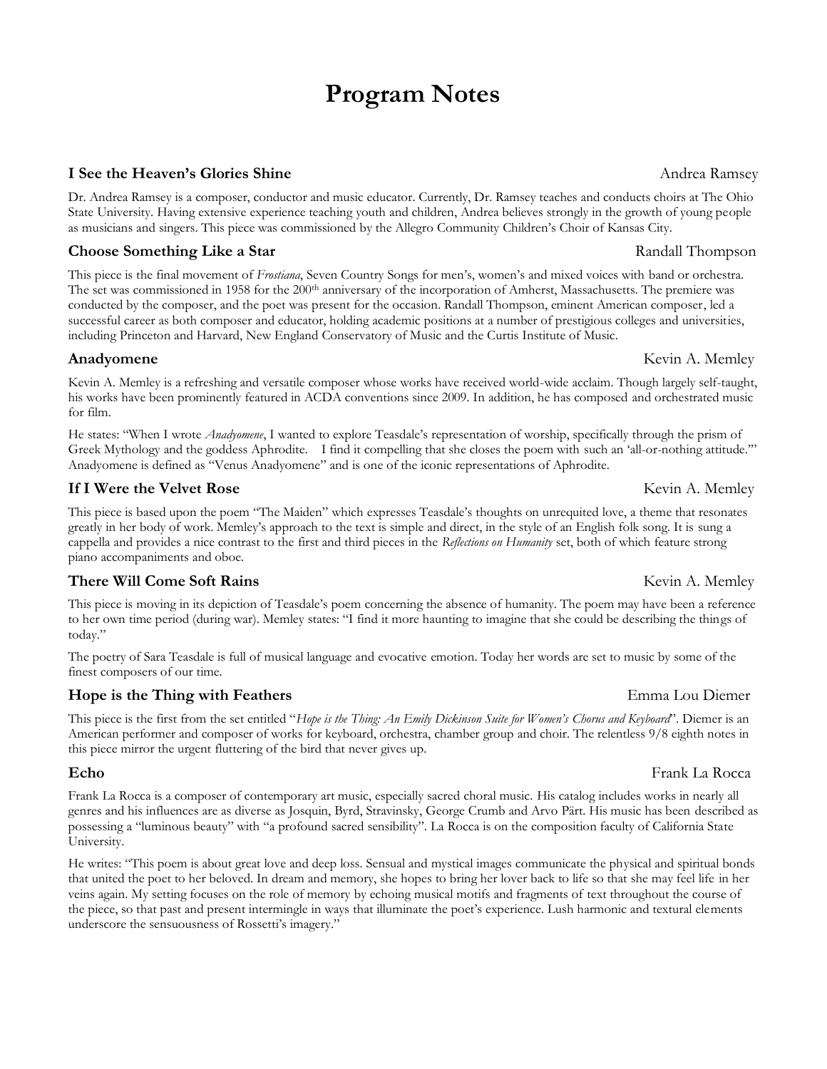# Program Notes

### I See the Heaven's Glories Shine — Andrea Ramsey

Dr. Andrea Ramsey is a composer, conductor and music educator. Currently, Dr. Ramsey teaches and conducts choirs at The Ohio State University. Having extensive experience teaching youth and children, Andrea believes strongly in the growth of young people as musicians and singers. This piece was commissioned by the Allegro Community Children's Choir of Kansas City.

### Choose Something Like a Star — Randall Thompson

This piece is the final movement of *Frostiana*, Seven Country Songs for men's, women's and mixed voices with band or orchestra. The set was commissioned in 1958 for the 200th anniversary of the incorporation of Amherst, Massachusetts. The premiere was conducted by the composer, and the poet was present for the occasion. Randall Thompson, eminent American composer, led a successful career as both composer and educator, holding academic positions at a number of prestigious colleges and universities, including Princeton and Harvard, New England Conservatory of Music and the Curtis Institute of Music.

### Anadyomene — Kevin A. Memley

Kevin A. Memley is a refreshing and versatile composer whose works have received world-wide acclaim. Though largely self-taught, his works have been prominently featured in ACDA conventions since 2009. In addition, he has composed and orchestrated music for film.

He states: "When I wrote *Anadyomene*, I wanted to explore Teasdale's representation of worship, specifically through the prism of Greek Mythology and the goddess Aphrodite. I find it compelling that she closes the poem with such an 'all-or-nothing attitude.'" Anadyomene is defined as "Venus Anadyomene" and is one of the iconic representations of Aphrodite.

### If I Were the Velvet Rose — Kevin A. Memley

This piece is based upon the poem "The Maiden" which expresses Teasdale's thoughts on unrequited love, a theme that resonates greatly in her body of work. Memley's approach to the text is simple and direct, in the style of an English folk song. It is sung a cappella and provides a nice contrast to the first and third pieces in the *Reflections on Humanity* set, both of which feature strong piano accompaniments and oboe.

### There Will Come Soft Rains — Kevin A. Memley

This piece is moving in its depiction of Teasdale's poem concerning the absence of humanity. The poem may have been a reference to her own time period (during war). Memley states: "I find it more haunting to imagine that she could be describing the things of today."

The poetry of Sara Teasdale is full of musical language and evocative emotion. Today her words are set to music by some of the finest composers of our time.

### Hope is the Thing with Feathers — Emma Lou Diemer

This piece is the first from the set entitled "*Hope is the Thing: An Emily Dickinson Suite for Women's Chorus and Keyboard*". Diemer is an American performer and composer of works for keyboard, orchestra, chamber group and choir. The relentless 9/8 eighth notes in this piece mirror the urgent fluttering of the bird that never gives up.

### Echo — Frank La Rocca

Frank La Rocca is a composer of contemporary art music, especially sacred choral music. His catalog includes works in nearly all genres and his influences are as diverse as Josquin, Byrd, Stravinsky, George Crumb and Arvo Pärt. His music has been described as possessing a "luminous beauty" with "a profound sacred sensibility". La Rocca is on the composition faculty of California State University.

He writes: "This poem is about great love and deep loss. Sensual and mystical images communicate the physical and spiritual bonds that united the poet to her beloved. In dream and memory, she hopes to bring her lover back to life so that she may feel life in her veins again. My setting focuses on the role of memory by echoing musical motifs and fragments of text throughout the course of the piece, so that past and present intermingle in ways that illuminate the poet's experience. Lush harmonic and textural elements underscore the sensuousness of Rossetti's imagery."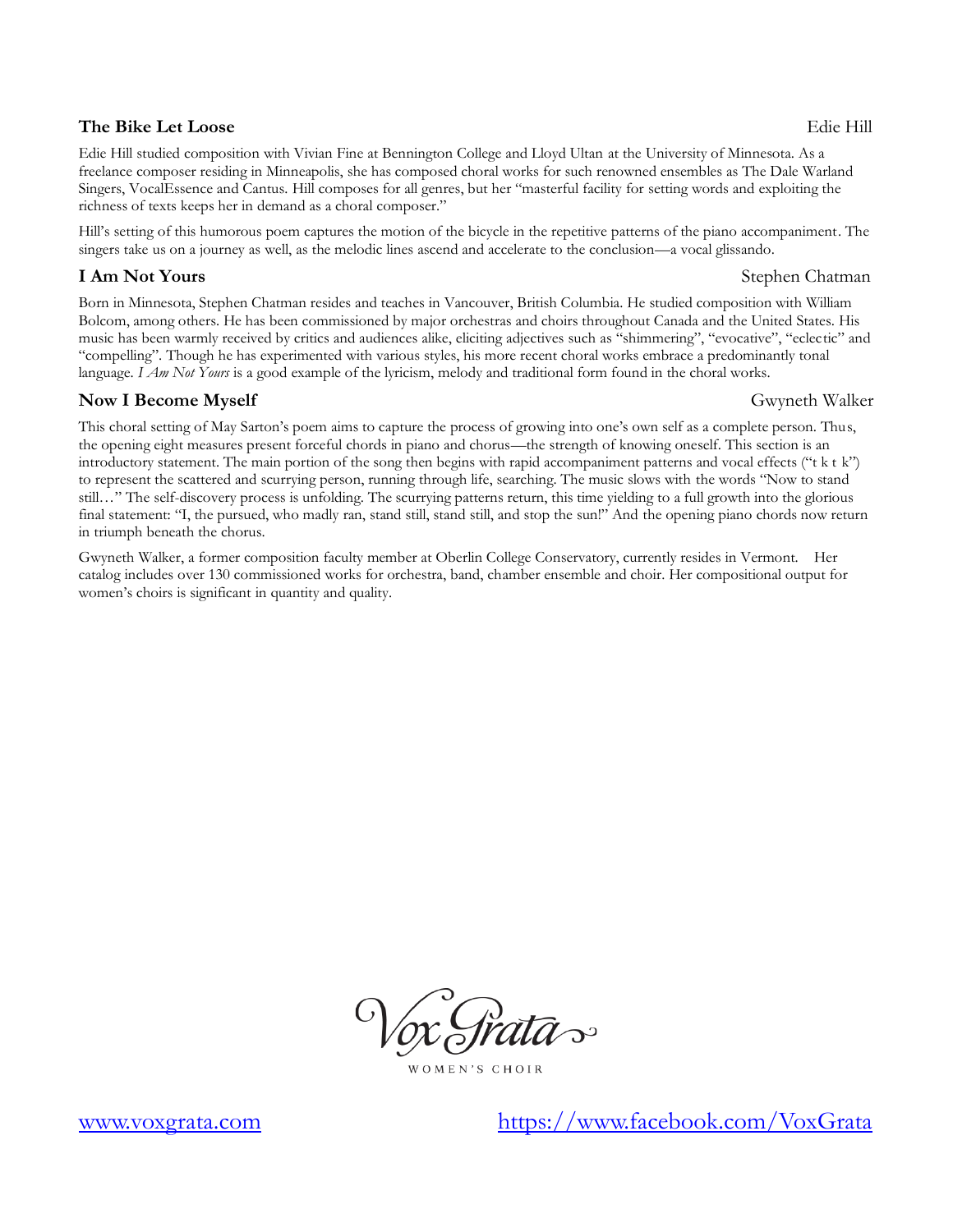**The Bike Let Loose** Edie Hill

Edie Hill studied composition with Vivian Fine at Bennington College and Lloyd Ultan at the University of Minnesota. As a freelance composer residing in Minneapolis, she has composed choral works for such renowned ensembles as The Dale Warland Singers, VocalEssence and Cantus. Hill composes for all genres, but her "masterful facility for setting words and exploiting the richness of texts keeps her in demand as a choral composer."

Hill's setting of this humorous poem captures the motion of the bicycle in the repetitive patterns of the piano accompaniment. The singers take us on a journey as well, as the melodic lines ascend and accelerate to the conclusion—a vocal glissando.

**I Am Not Yours** Stephen Chatman

Born in Minnesota, Stephen Chatman resides and teaches in Vancouver, British Columbia. He studied composition with William Bolcom, among others. He has been commissioned by major orchestras and choirs throughout Canada and the United States. His music has been warmly received by critics and audiences alike, eliciting adjectives such as "shimmering", "evocative", "eclectic" and "compelling". Though he has experimented with various styles, his more recent choral works embrace a predominantly tonal language. *I Am Not Yours* is a good example of the lyricism, melody and traditional form found in the choral works.

**Now I Become Myself** Gwyneth Walker

This choral setting of May Sarton's poem aims to capture the process of growing into one's own self as a complete person. Thus, the opening eight measures present forceful chords in piano and chorus—the strength of knowing oneself. This section is an introductory statement. The main portion of the song then begins with rapid accompaniment patterns and vocal effects ("t k t k") to represent the scattered and scurrying person, running through life, searching. The music slows with the words "Now to stand still…" The self-discovery process is unfolding. The scurrying patterns return, this time yielding to a full growth into the glorious final statement: "I, the pursued, who madly ran, stand still, stand still, and stop the sun!" And the opening piano chords now return in triumph beneath the chorus.

Gwyneth Walker, a former composition faculty member at Oberlin College Conservatory, currently resides in Vermont. Her catalog includes over 130 commissioned works for orchestra, band, chamber ensemble and choir. Her compositional output for women's choirs is significant in quantity and quality.

Vox Grata
WOMEN'S CHOIR

www.voxgrata.com https://www.facebook.com/VoxGrata